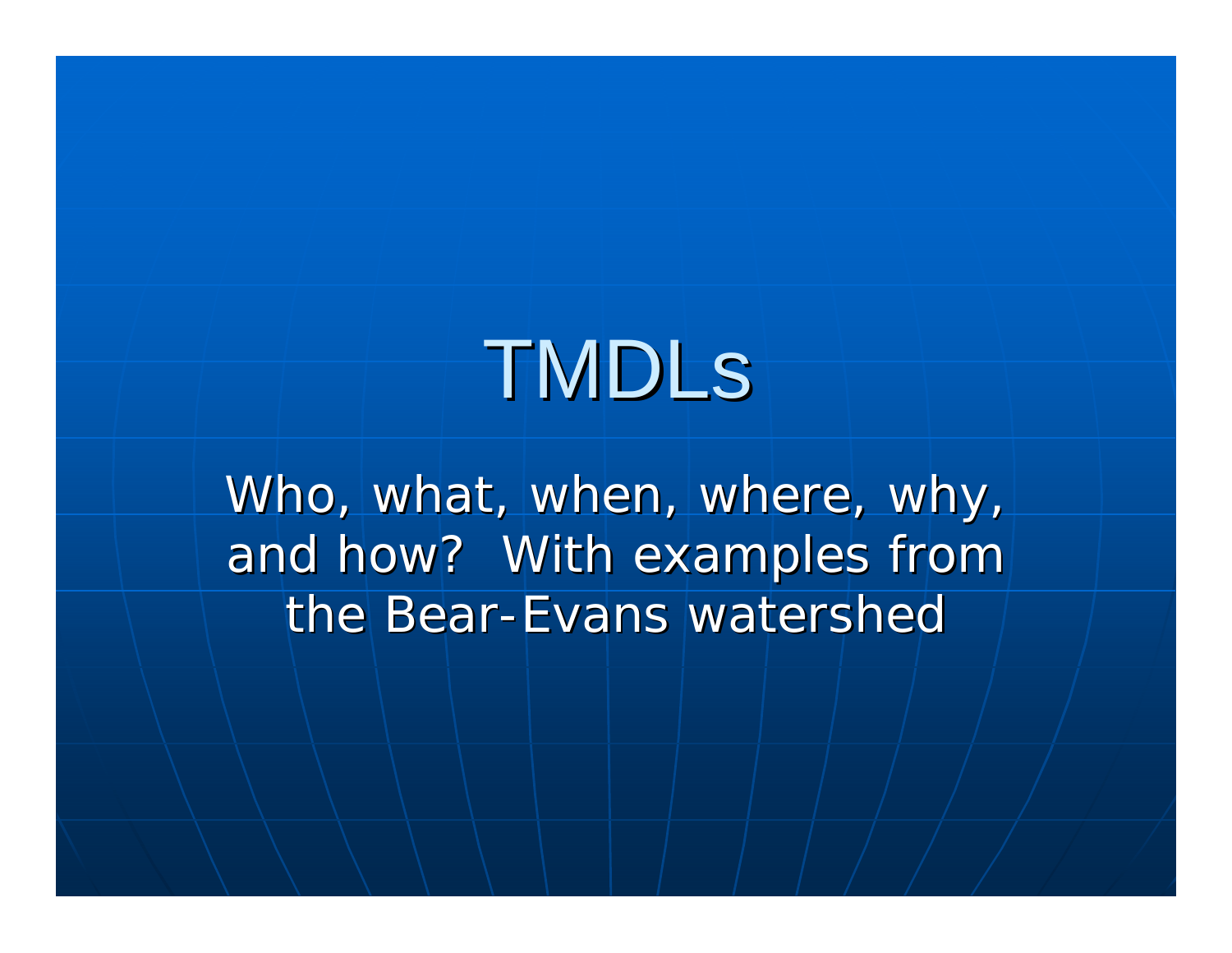# TMDLs

Who, what, when, where, why, and how? With examples from the Bear-Evans watershed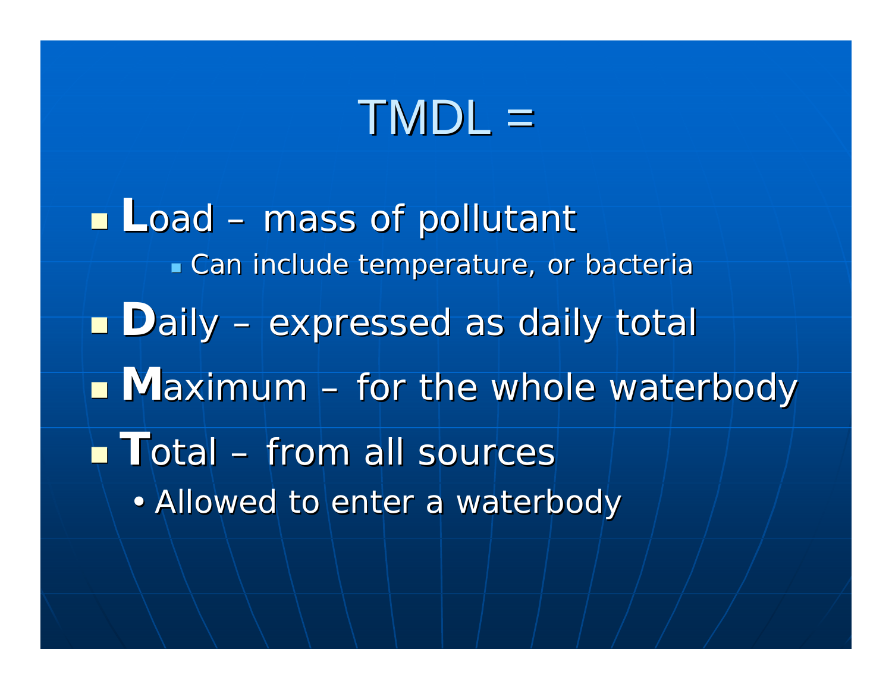# TMDL =

- **L**oad – mass of pollutant
  - Can include temperature, or bacteria
- **D**aily – expressed as daily total
- **M**aximum – for the whole waterbody
- **T**otal – from all sources
  - Allowed to enter a waterbody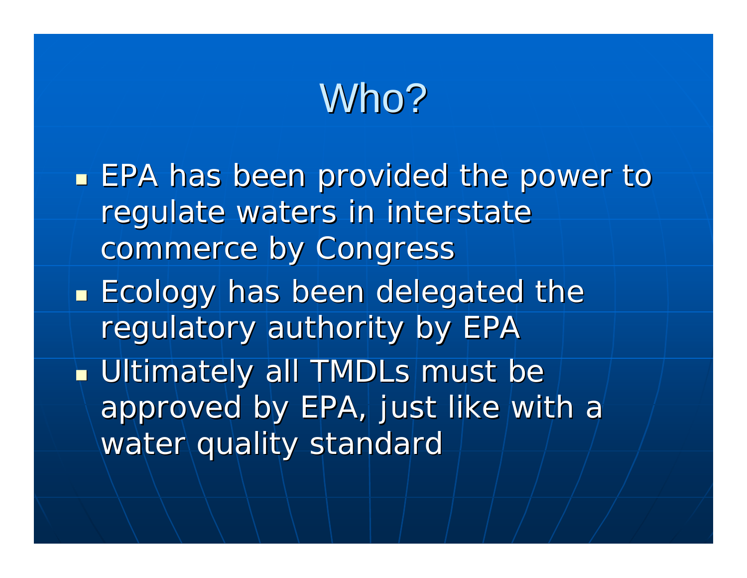# Who?

- EPA has been provided the power to regulate waters in interstate commerce by Congress
- Ecology has been delegated the regulatory authority by EPA
- Ultimately all TMDLs must be approved by EPA, just like with a water quality standard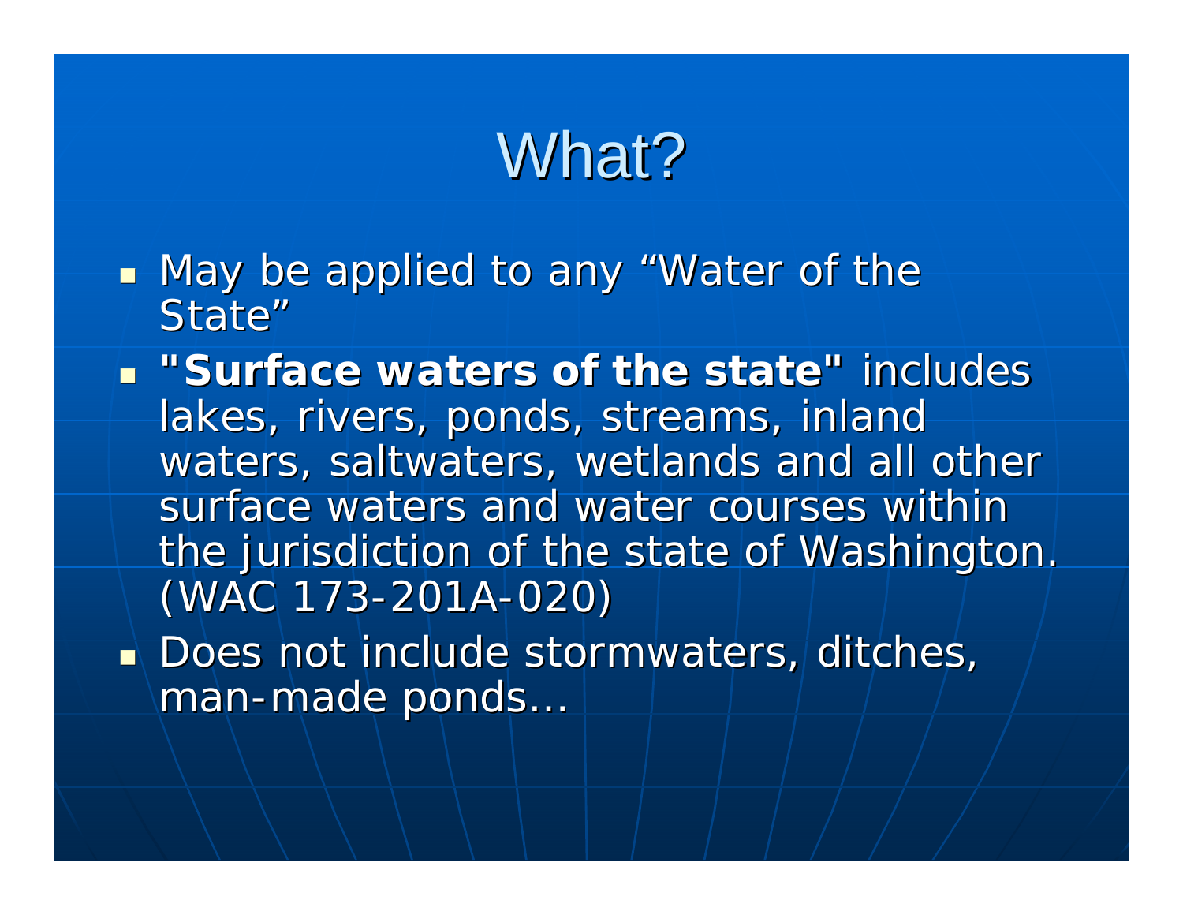# What?

- May be applied to any “Water of the State”
- **"Surface waters of the state"** includes lakes, rivers, ponds, streams, inland waters, saltwaters, wetlands and all other surface waters and water courses within the jurisdiction of the state of Washington. (WAC 173-201A-020)
- Does not include stormwaters, ditches, man-made ponds…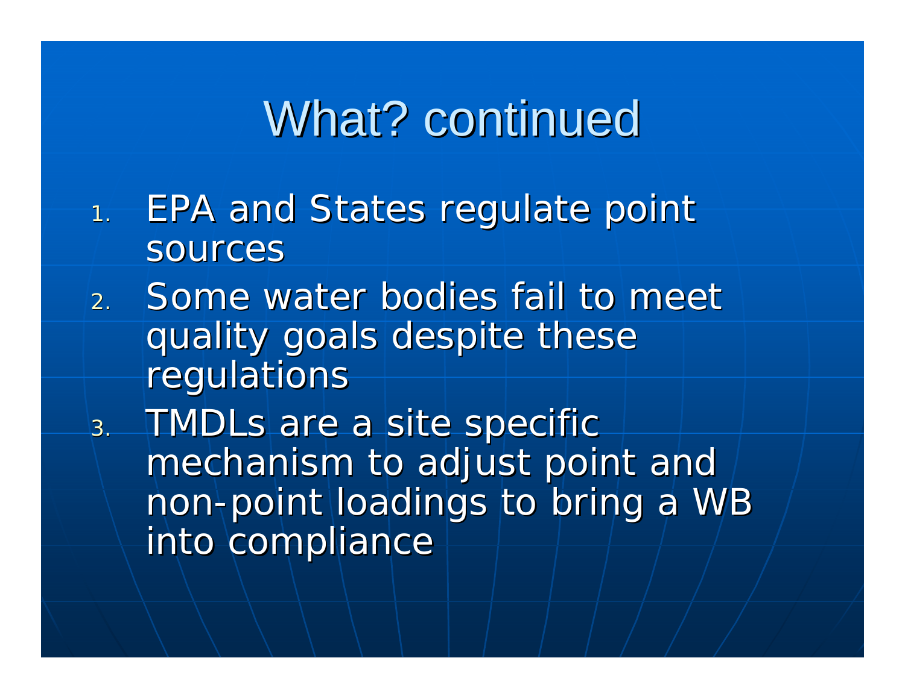# What? continued

1. EPA and States regulate point sources
2. Some water bodies fail to meet quality goals despite these regulations
3. TMDLs are a site specific mechanism to adjust point and non-point loadings to bring a WB into compliance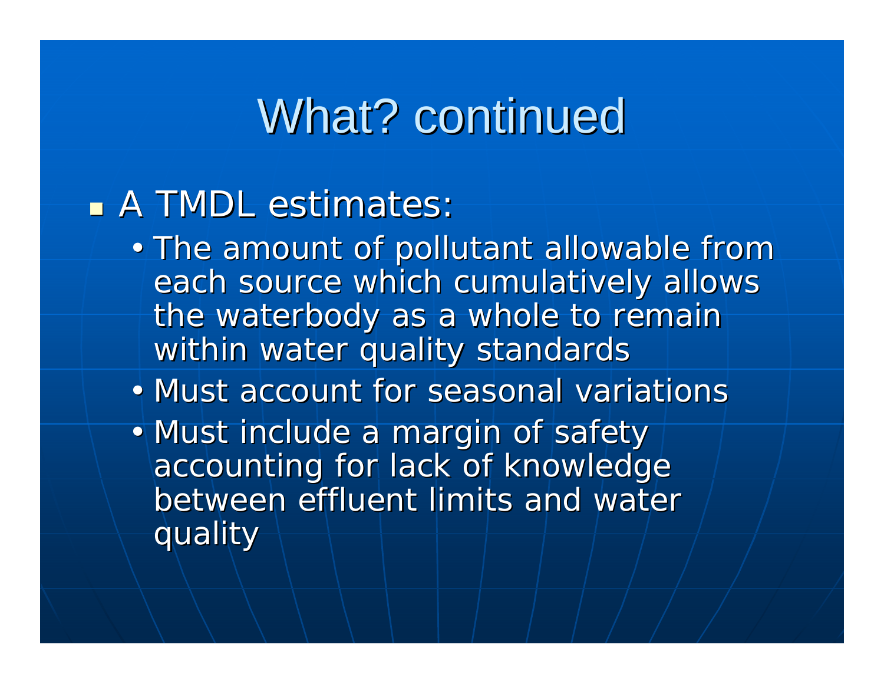# What? continued

- A TMDL estimates:
  - The amount of pollutant allowable from each source which cumulatively allows the waterbody as a whole to remain within water quality standards
  - Must account for seasonal variations
  - Must include a margin of safety accounting for lack of knowledge between effluent limits and water quality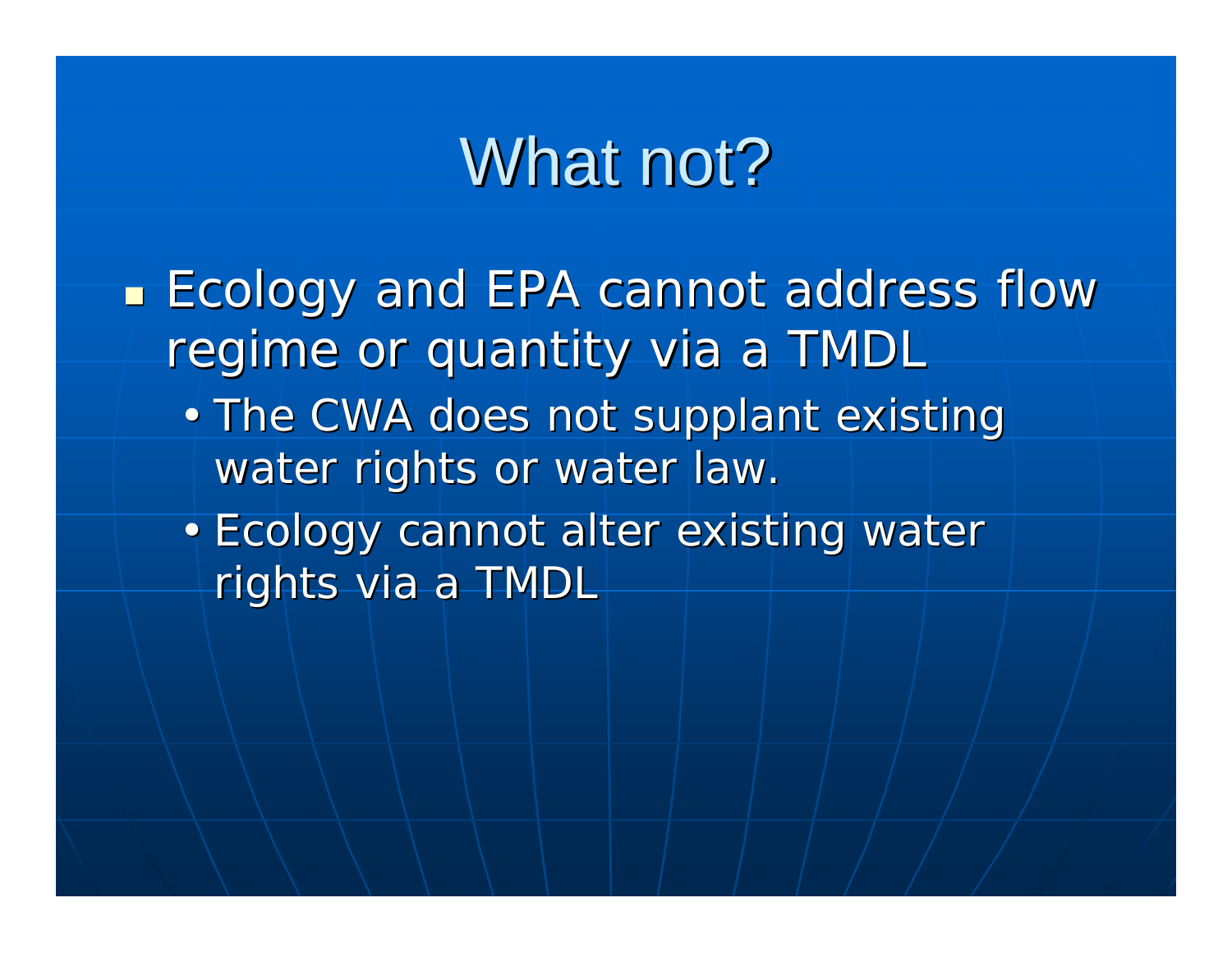# What not?

- Ecology and EPA cannot address flow regime or quantity via a TMDL
  - The CWA does not supplant existing water rights or water law.
  - Ecology cannot alter existing water rights via a TMDL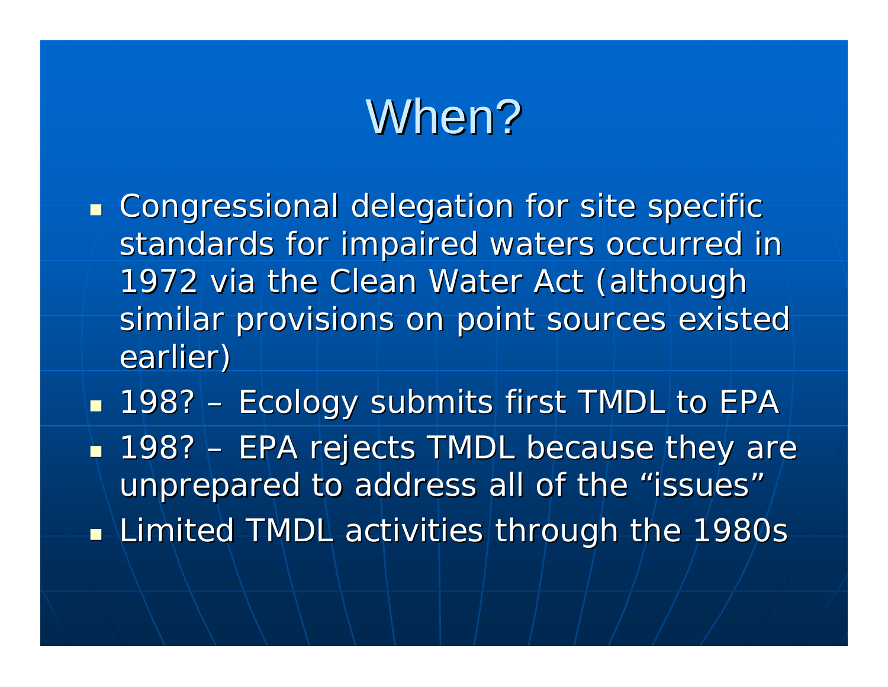# When?

- Congressional delegation for site specific standards for impaired waters occurred in 1972 via the Clean Water Act (although similar provisions on point sources existed earlier)
- 198? – Ecology submits first TMDL to EPA
- 198? – EPA rejects TMDL because they are unprepared to address all of the "issues"
- Limited TMDL activities through the 1980s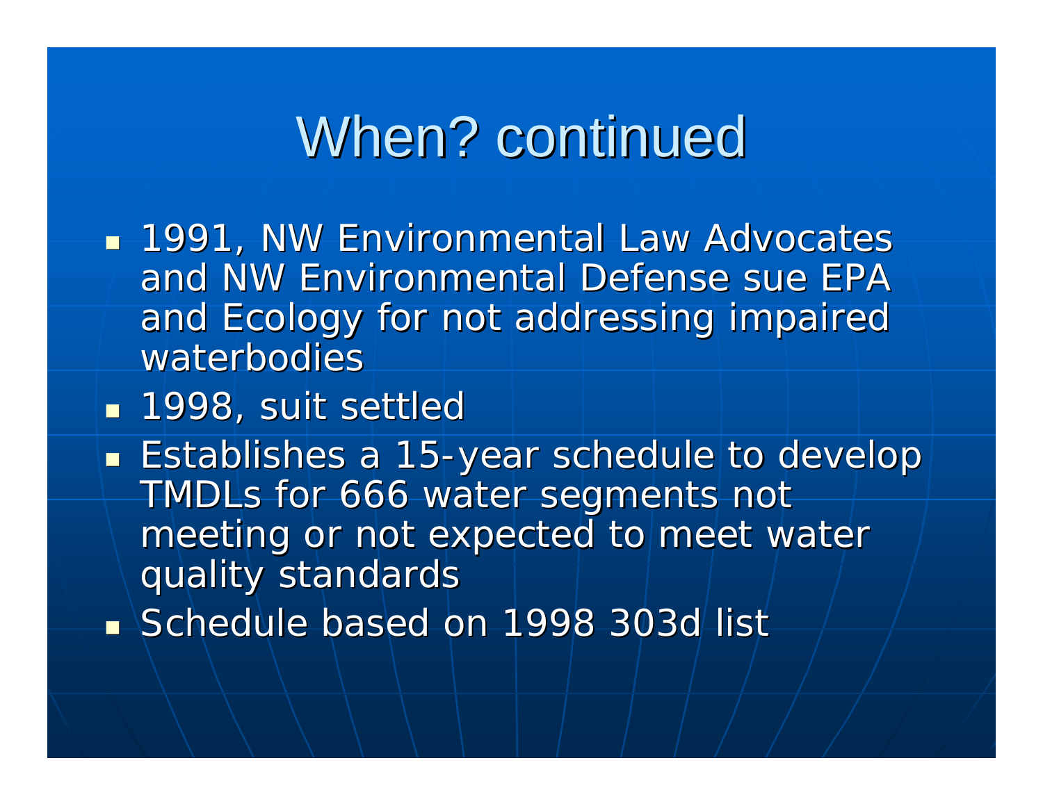# When? continued

- 1991, NW Environmental Law Advocates and NW Environmental Defense sue EPA and Ecology for not addressing impaired waterbodies
- 1998, suit settled
- Establishes a 15-year schedule to develop TMDLs for 666 water segments not meeting or not expected to meet water quality standards
- Schedule based on 1998 303d list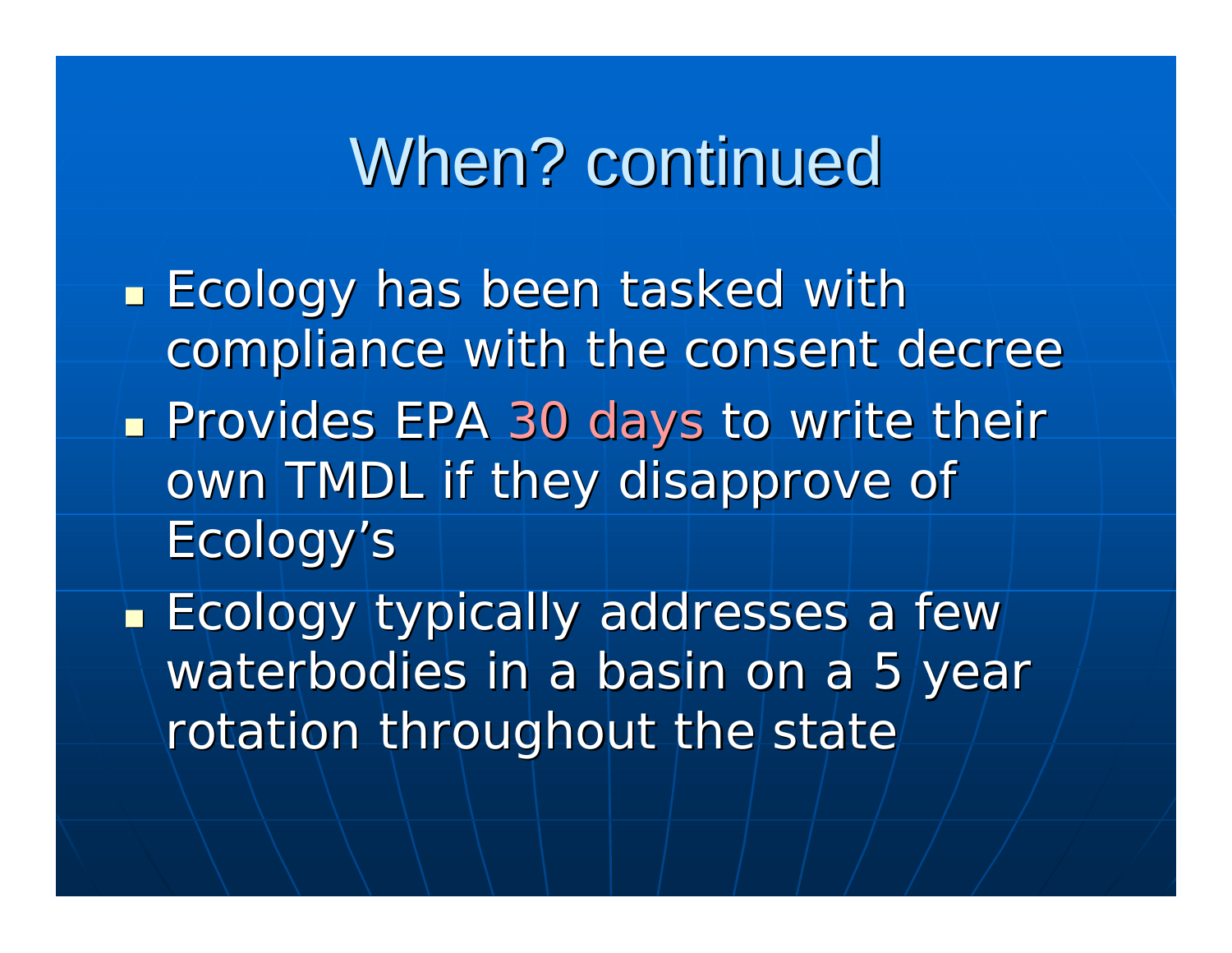# When? continued

- Ecology has been tasked with compliance with the consent decree
- Provides EPA 30 days to write their own TMDL if they disapprove of Ecology's
- Ecology typically addresses a few waterbodies in a basin on a 5 year rotation throughout the state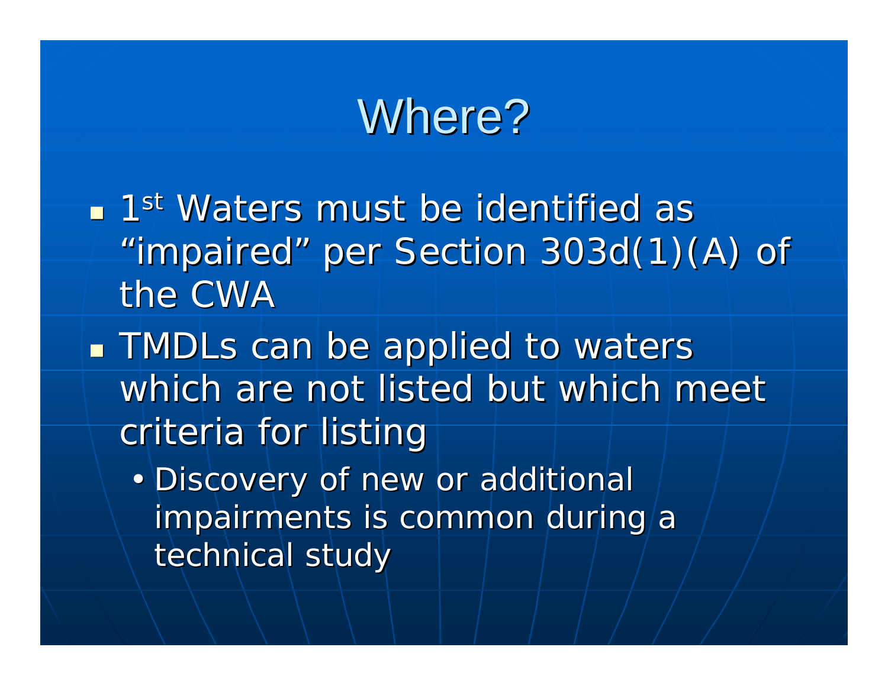# Where?

- 1st Waters must be identified as "impaired" per Section 303d(1)(A) of the CWA
- TMDLs can be applied to waters which are not listed but which meet criteria for listing
  - Discovery of new or additional impairments is common during a technical study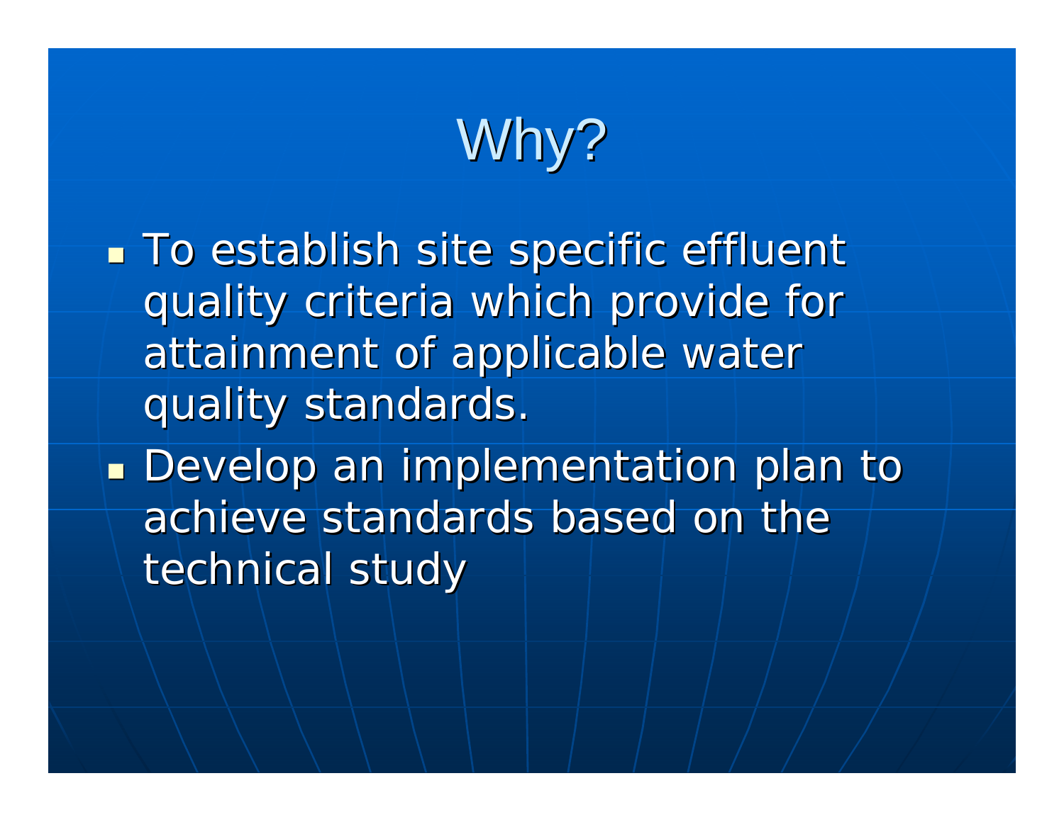# Why?

- To establish site specific effluent quality criteria which provide for attainment of applicable water quality standards.
- Develop an implementation plan to achieve standards based on the technical study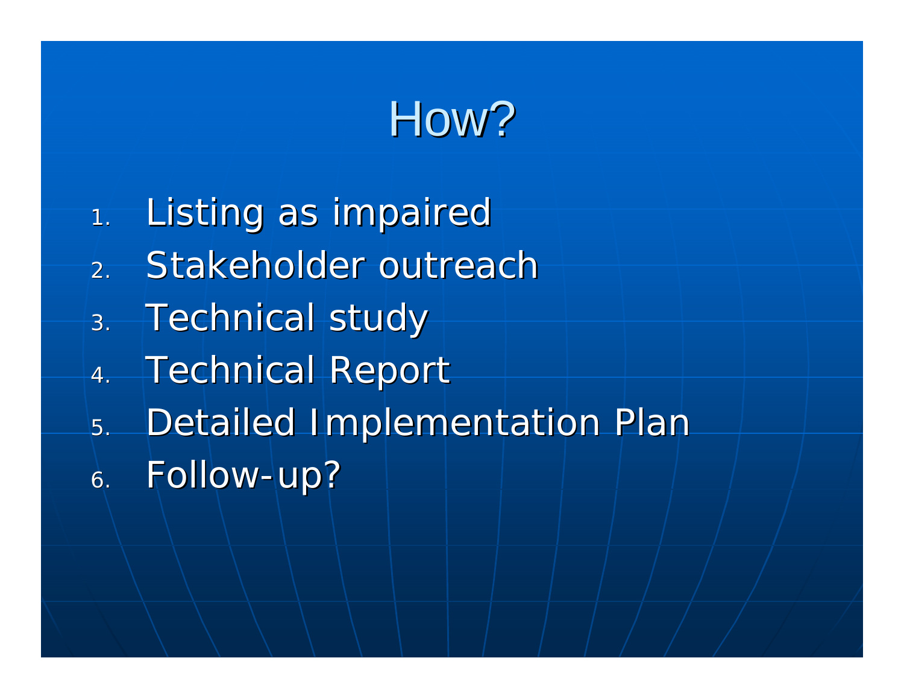# How?

1. Listing as impaired
2. Stakeholder outreach
3. Technical study
4. Technical Report
5. Detailed Implementation Plan
6. Follow-up?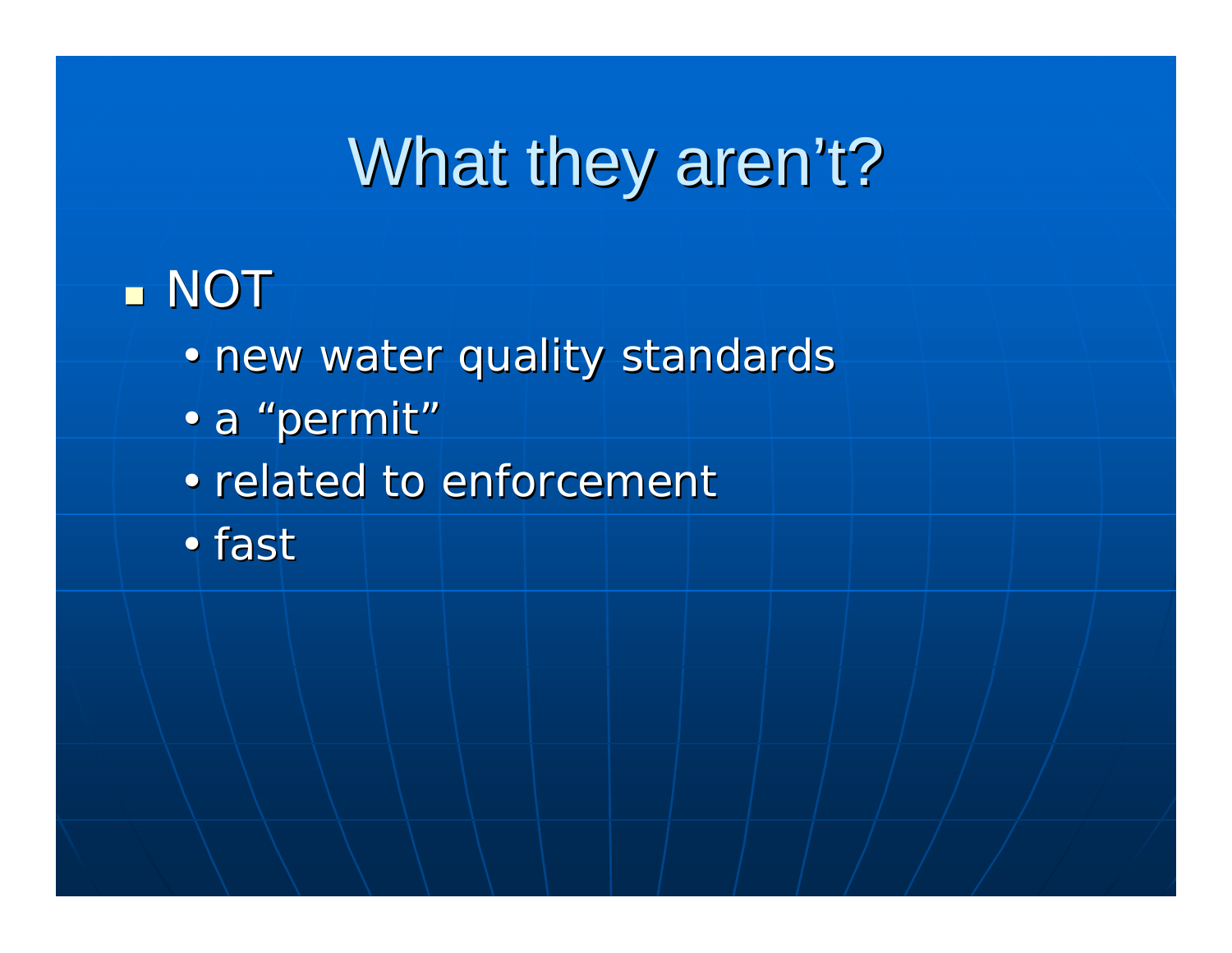# What they aren't?

- NOT
  - new water quality standards
  - a "permit"
  - related to enforcement
  - fast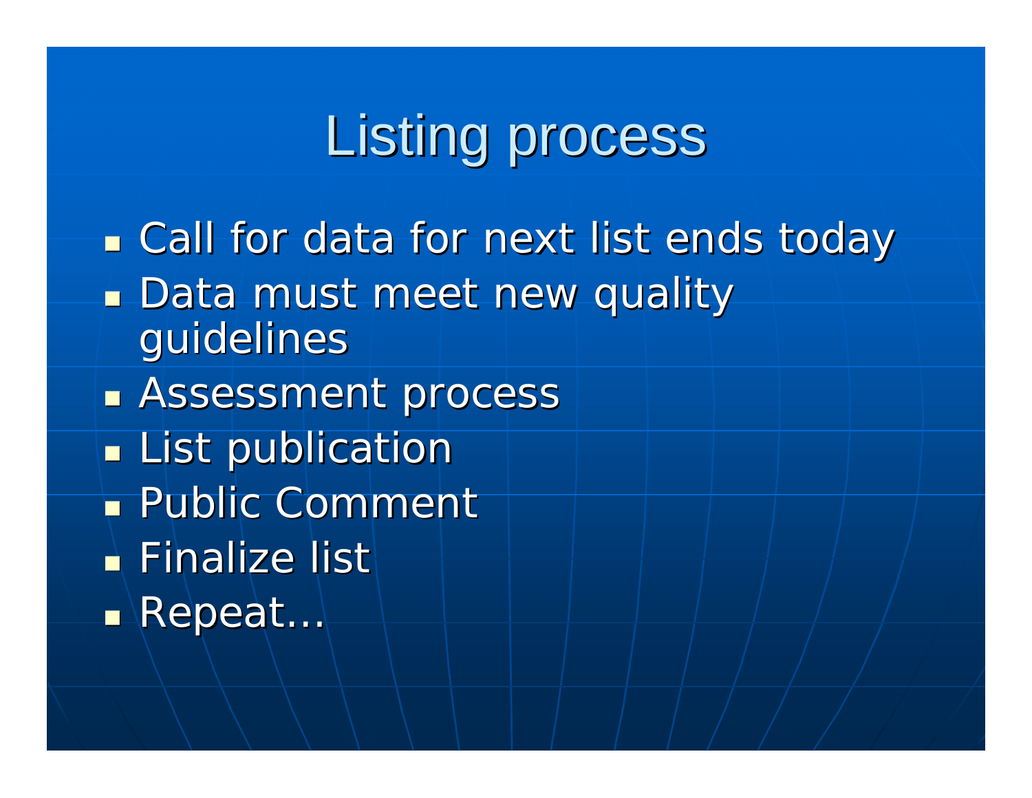# Listing process

- Call for data for next list ends today
- Data must meet new quality guidelines
- Assessment process
- List publication
- Public Comment
- Finalize list
- Repeat…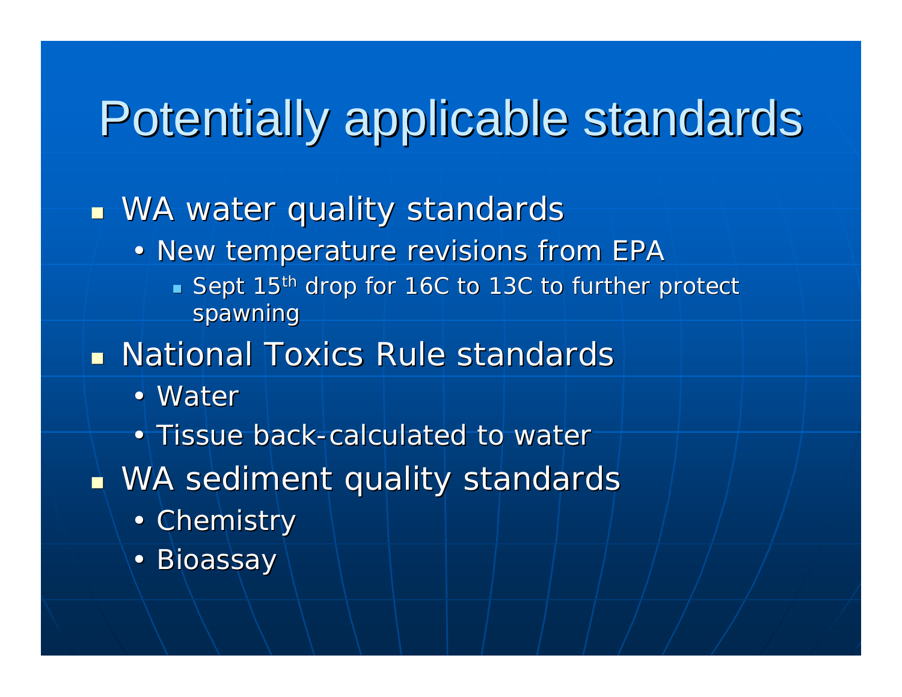# Potentially applicable standards

- WA water quality standards
  - New temperature revisions from EPA
    - Sept 15th drop for 16C to 13C to further protect spawning
- National Toxics Rule standards
  - Water
  - Tissue back-calculated to water
- WA sediment quality standards
  - Chemistry
  - Bioassay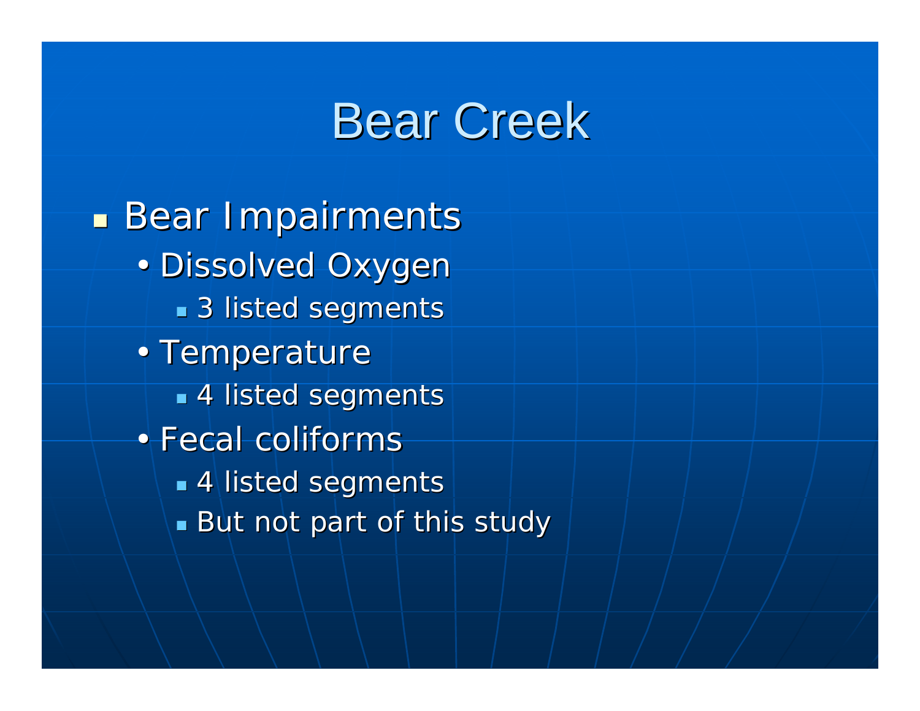# Bear Creek

- Bear Impairments
  - Dissolved Oxygen
    - 3 listed segments
  - Temperature
    - 4 listed segments
  - Fecal coliforms
    - 4 listed segments
    - But not part of this study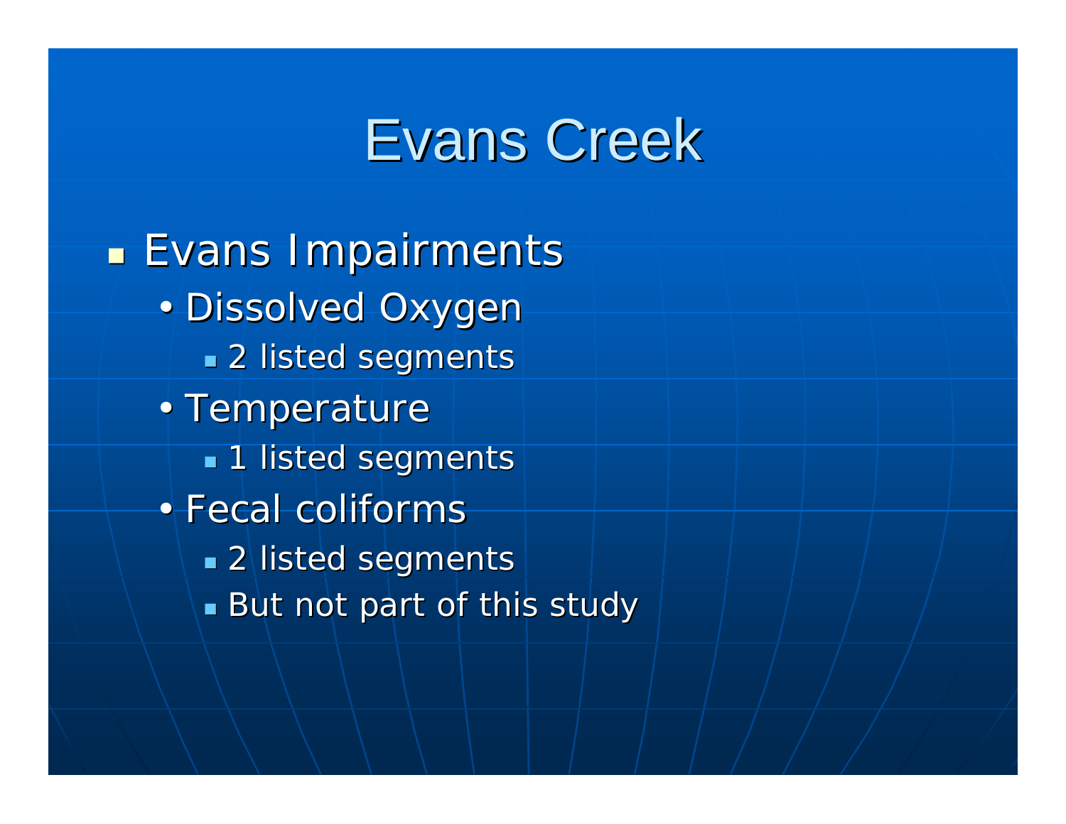# Evans Creek

- Evans Impairments
  - Dissolved Oxygen
    - 2 listed segments
  - Temperature
    - 1 listed segments
  - Fecal coliforms
    - 2 listed segments
    - But not part of this study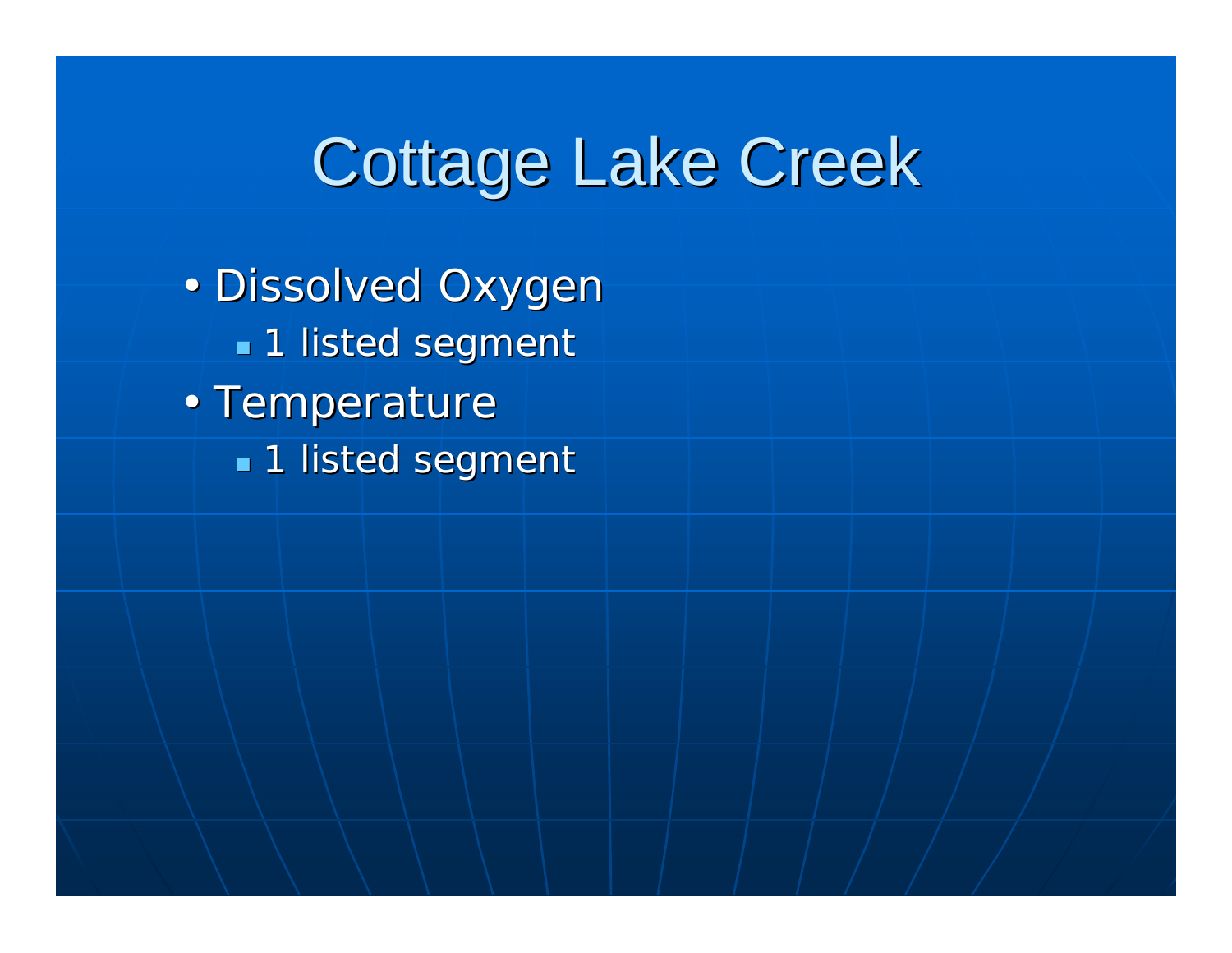# Cottage Lake Creek

- Dissolved Oxygen
  - 1 listed segment
- Temperature
  - 1 listed segment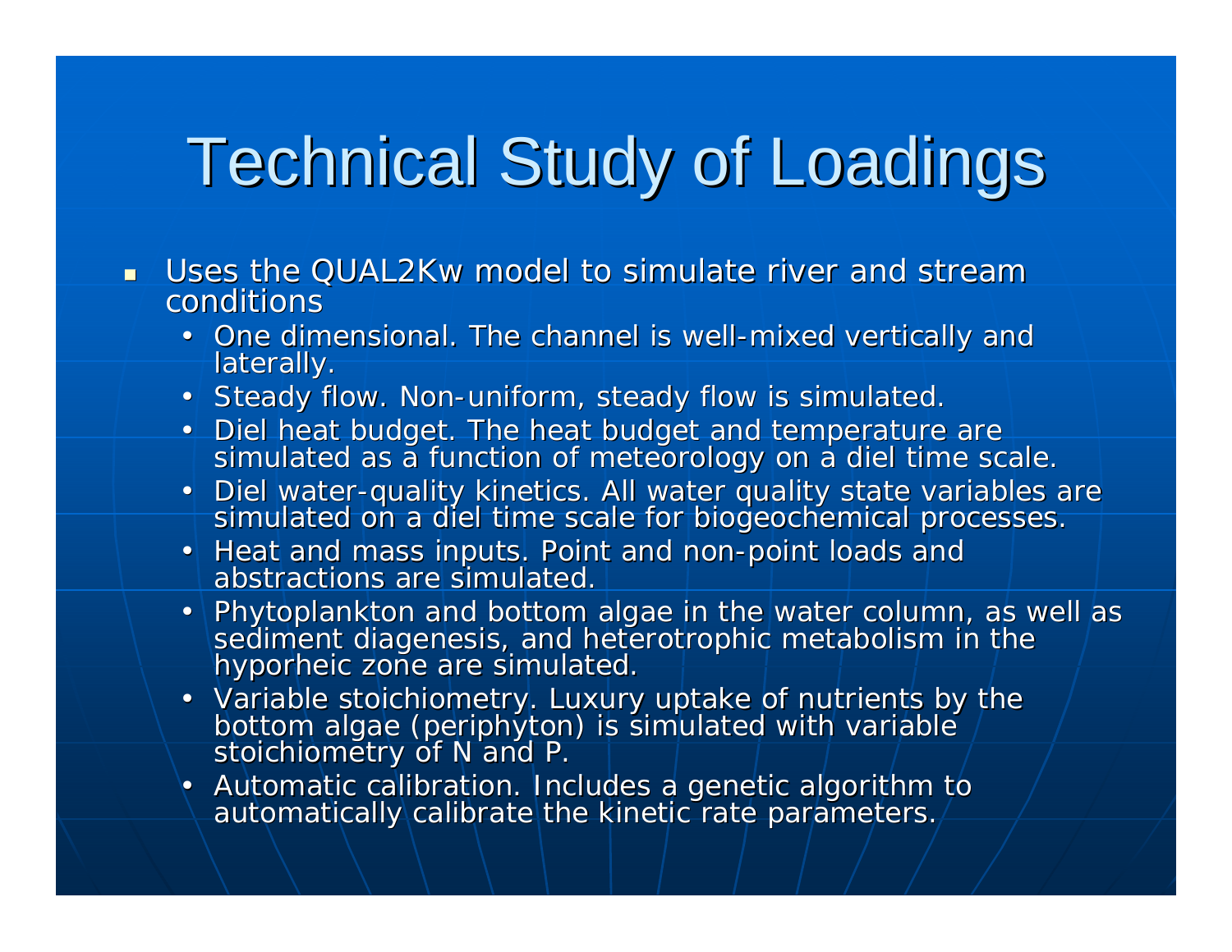# Technical Study of Loadings

- Uses the QUAL2Kw model to simulate river and stream conditions
  - One dimensional. The channel is well-mixed vertically and laterally.
  - Steady flow. Non-uniform, steady flow is simulated.
  - Diel heat budget. The heat budget and temperature are simulated as a function of meteorology on a diel time scale.
  - Diel water-quality kinetics. All water quality state variables are simulated on a diel time scale for biogeochemical processes.
  - Heat and mass inputs. Point and non-point loads and abstractions are simulated.
  - Phytoplankton and bottom algae in the water column, as well as sediment diagenesis, and heterotrophic metabolism in the hyporheic zone are simulated.
  - Variable stoichiometry. Luxury uptake of nutrients by the bottom algae (periphyton) is simulated with variable stoichiometry of N and P.
  - Automatic calibration. Includes a genetic algorithm to automatically calibrate the kinetic rate parameters.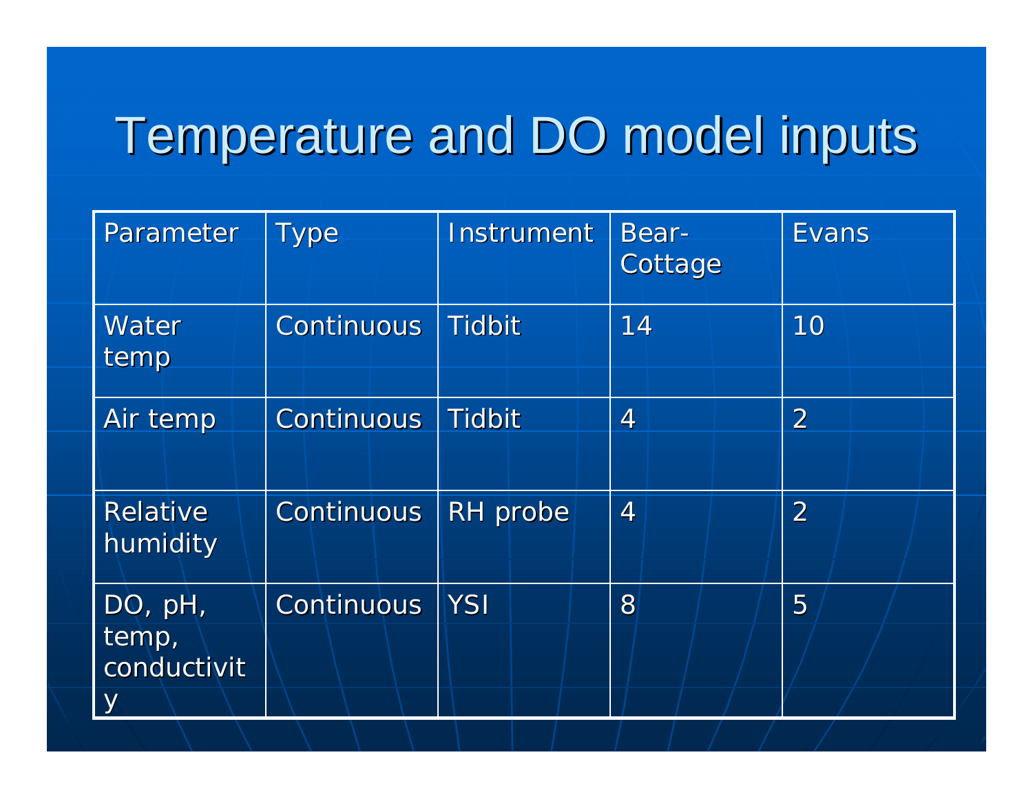# Temperature and DO model inputs

| Parameter | Type | Instrument | Bear-Cottage | Evans |
|---|---|---|---|---|
| Water temp | Continuous | Tidbit | 14 | 10 |
| Air temp | Continuous | Tidbit | 4 | 2 |
| Relative humidity | Continuous | RH probe | 4 | 2 |
| DO, pH, temp, conductivity | Continuous | YSI | 8 | 5 |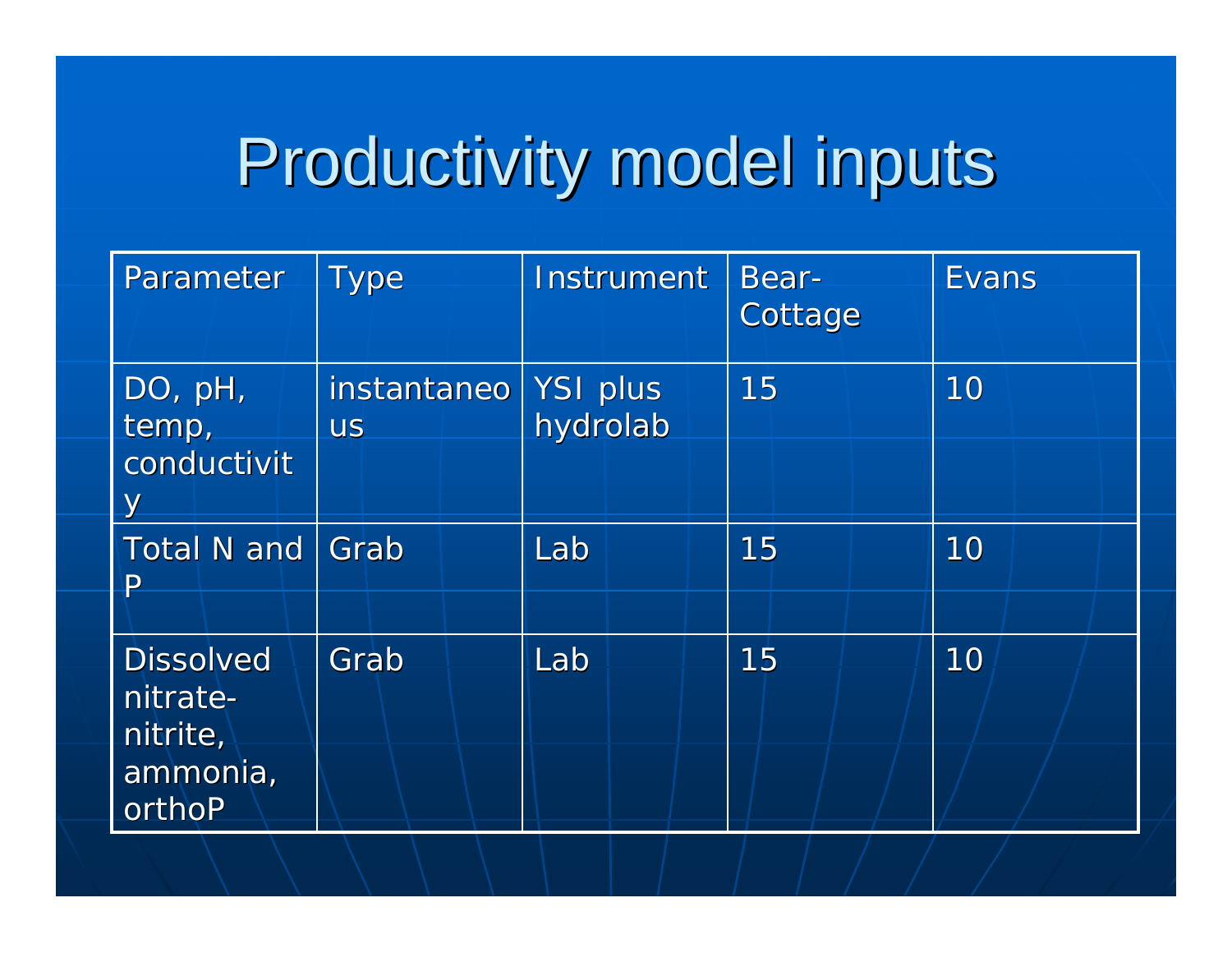# Productivity model inputs

| Parameter | Type | Instrument | Bear-Cottage | Evans |
|---|---|---|---|---|
| DO, pH, temp, conductivity | instantaneous | YSI plus hydrolab | 15 | 10 |
| Total N and P | Grab | Lab | 15 | 10 |
| Dissolved nitrate-nitrite, ammonia, orthoP | Grab | Lab | 15 | 10 |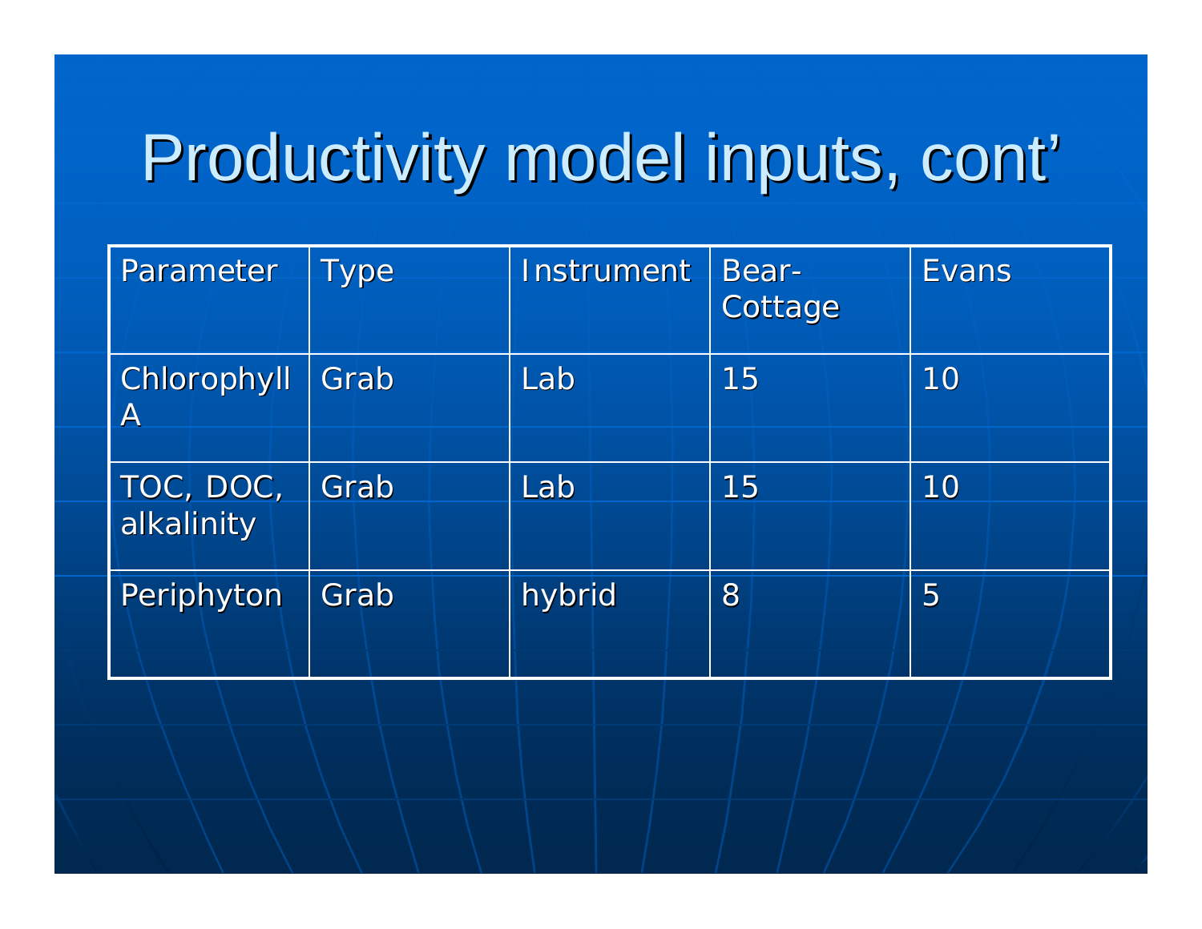# Productivity model inputs, cont'

| Parameter | Type | Instrument | Bear-Cottage | Evans |
|---|---|---|---|---|
| Chlorophyll A | Grab | Lab | 15 | 10 |
| TOC, DOC, alkalinity | Grab | Lab | 15 | 10 |
| Periphyton | Grab | hybrid | 8 | 5 |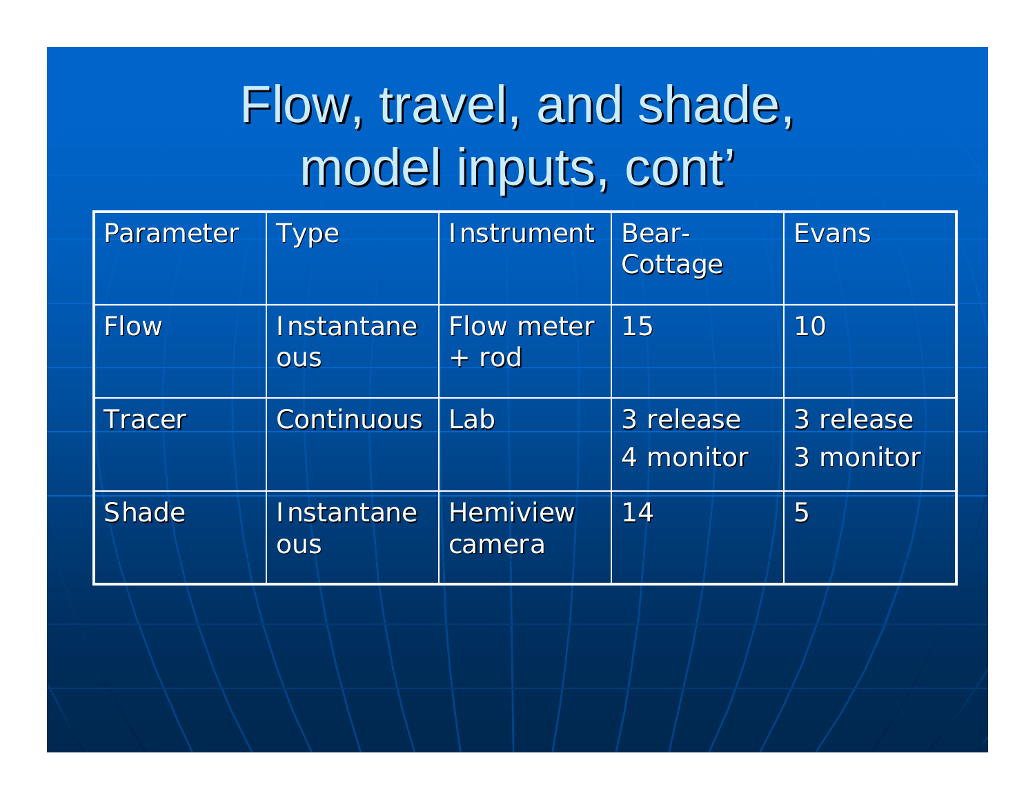# Flow, travel, and shade, model inputs, cont'

| Parameter | Type | Instrument | Bear-Cottage | Evans |
|---|---|---|---|---|
| Flow | Instantaneous | Flow meter + rod | 15 | 10 |
| Tracer | Continuous | Lab | 3 release<br>4 monitor | 3 release<br>3 monitor |
| Shade | Instantaneous | Hemiview camera | 14 | 5 |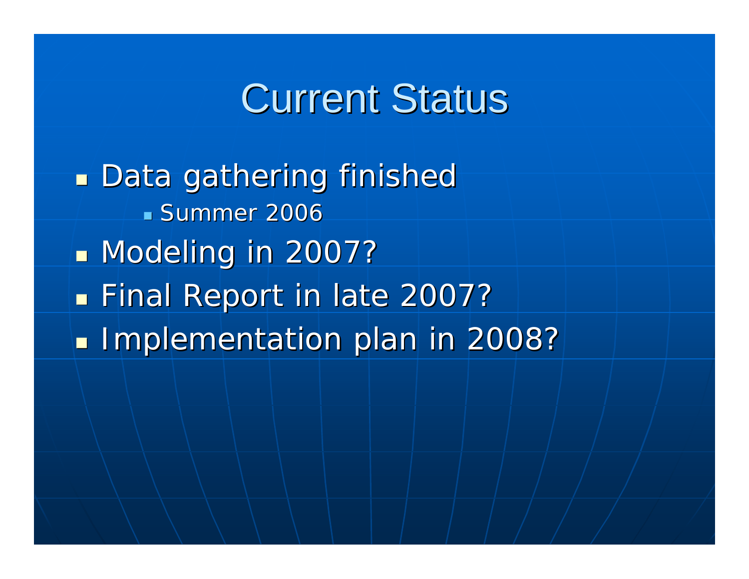# Current Status

- Data gathering finished
  - Summer 2006
- Modeling in 2007?
- Final Report in late 2007?
- Implementation plan in 2008?